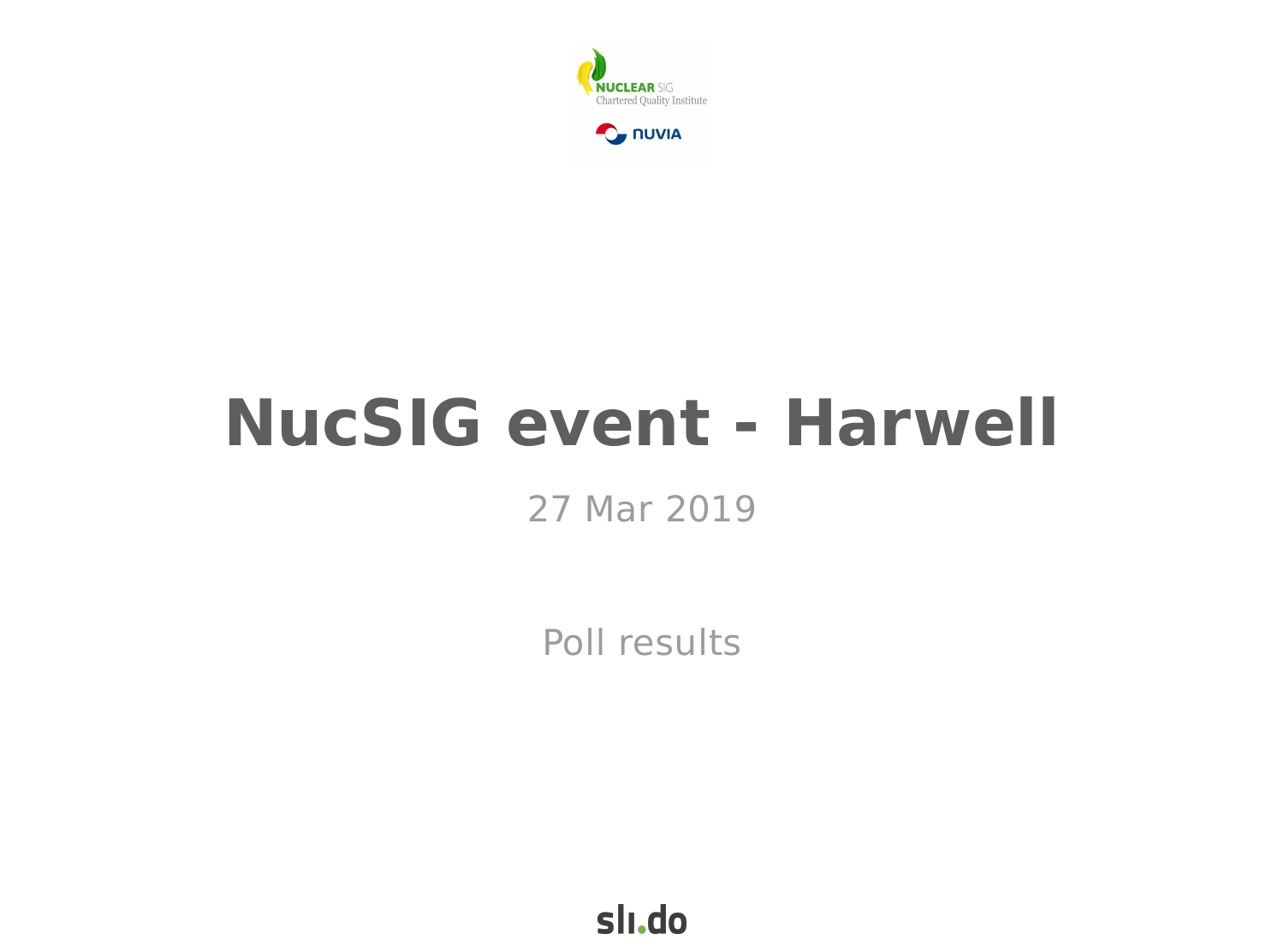NUCLEAR SIG
Chartered Quality Institute

NUVIA

# NucSIG event - Harwell

27 Mar 2019

Poll results

sli.do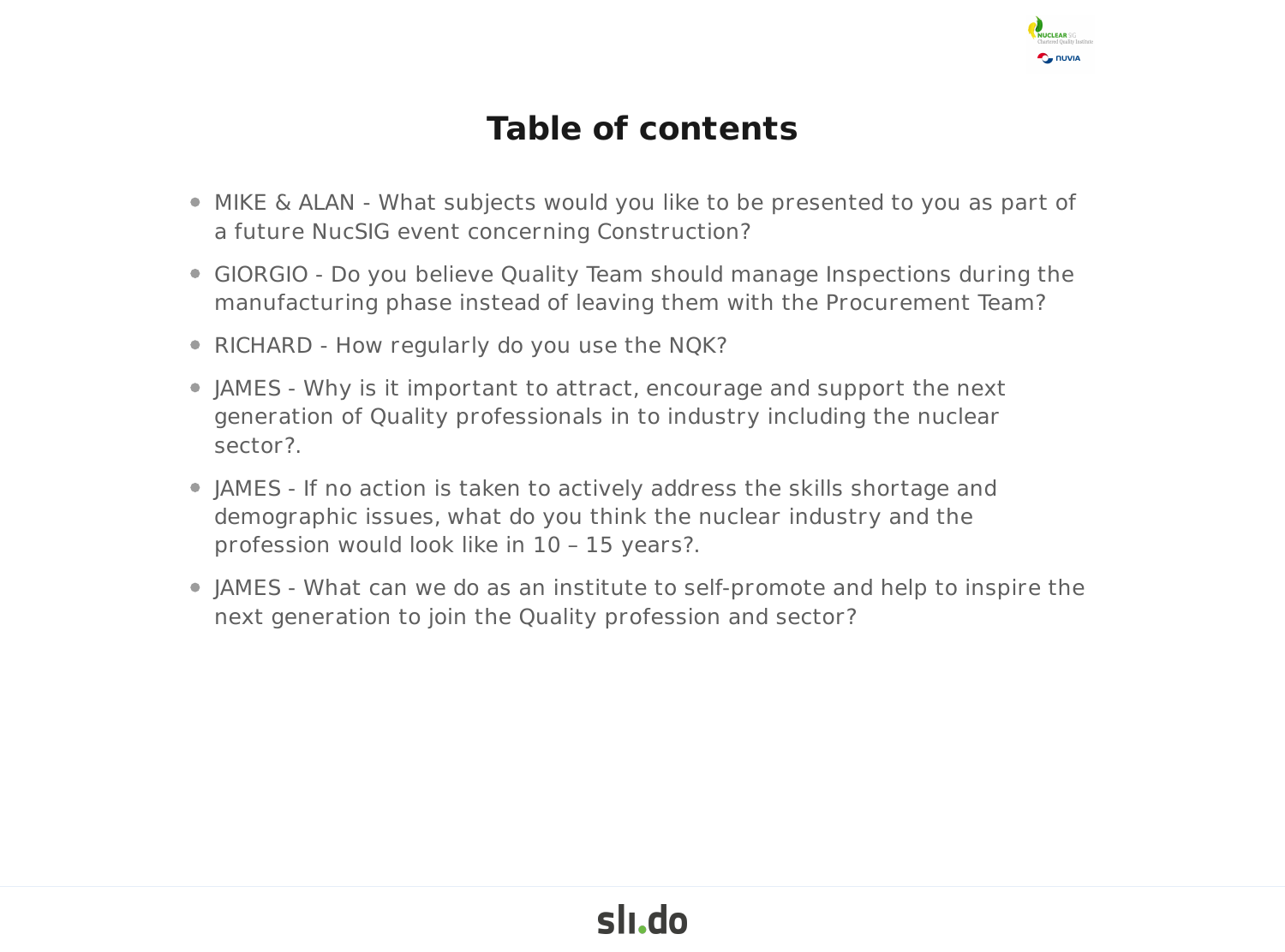# Table of contents

- MIKE & ALAN - What subjects would you like to be presented to you as part of a future NucSIG event concerning Construction?
- GIORGIO - Do you believe Quality Team should manage Inspections during the manufacturing phase instead of leaving them with the Procurement Team?
- RICHARD - How regularly do you use the NQK?
- JAMES - Why is it important to attract, encourage and support the next generation of Quality professionals in to industry including the nuclear sector?.
- JAMES - If no action is taken to actively address the skills shortage and demographic issues, what do you think the nuclear industry and the profession would look like in 10 – 15 years?.
- JAMES - What can we do as an institute to self-promote and help to inspire the next generation to join the Quality profession and sector?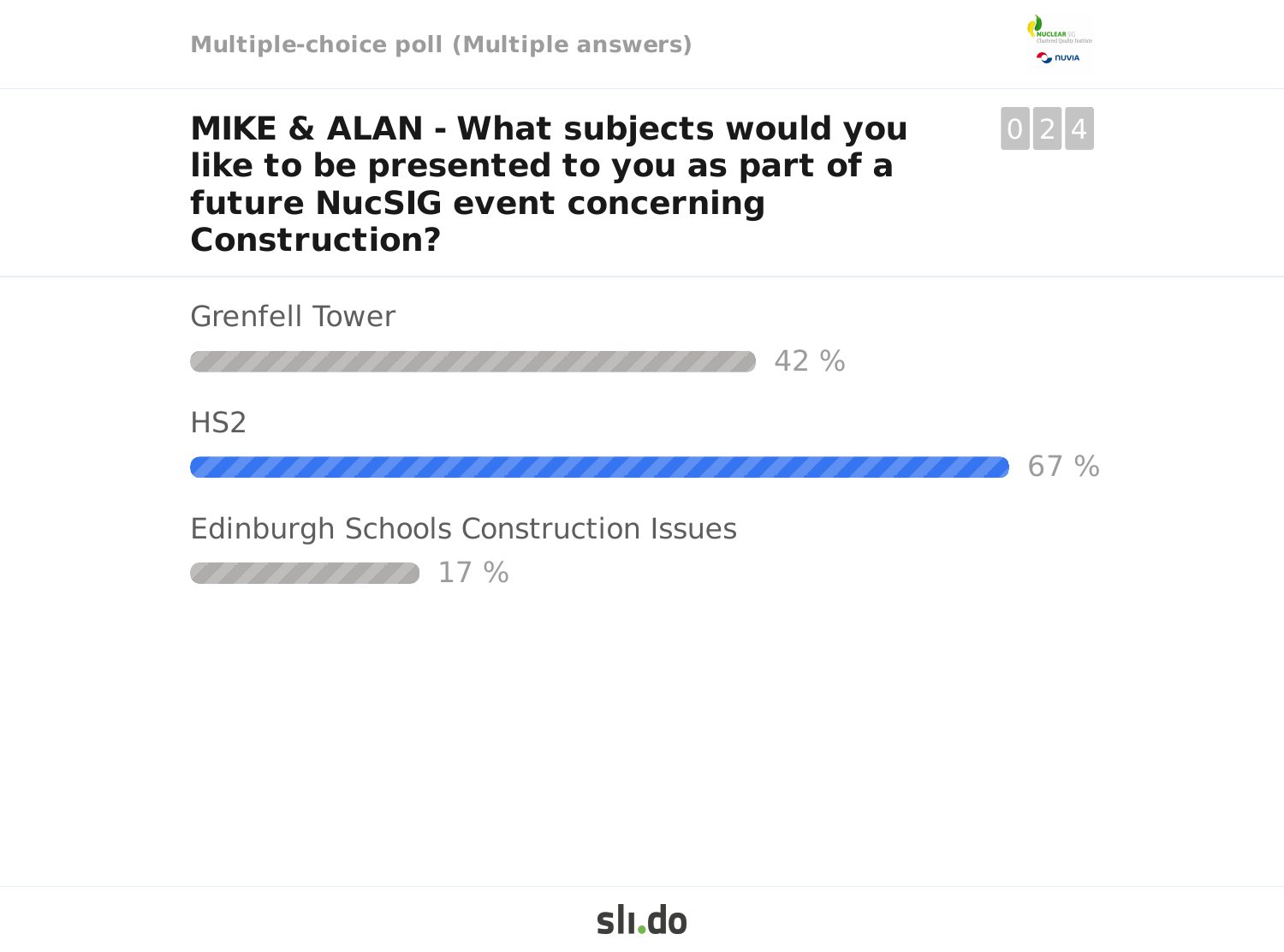Multiple-choice poll (Multiple answers)

# MIKE & ALAN - What subjects would you like to be presented to you as part of a future NucSIG event concerning Construction?

024

Grenfell Tower

42 %

HS2

67 %

Edinburgh Schools Construction Issues

17 %

sli.do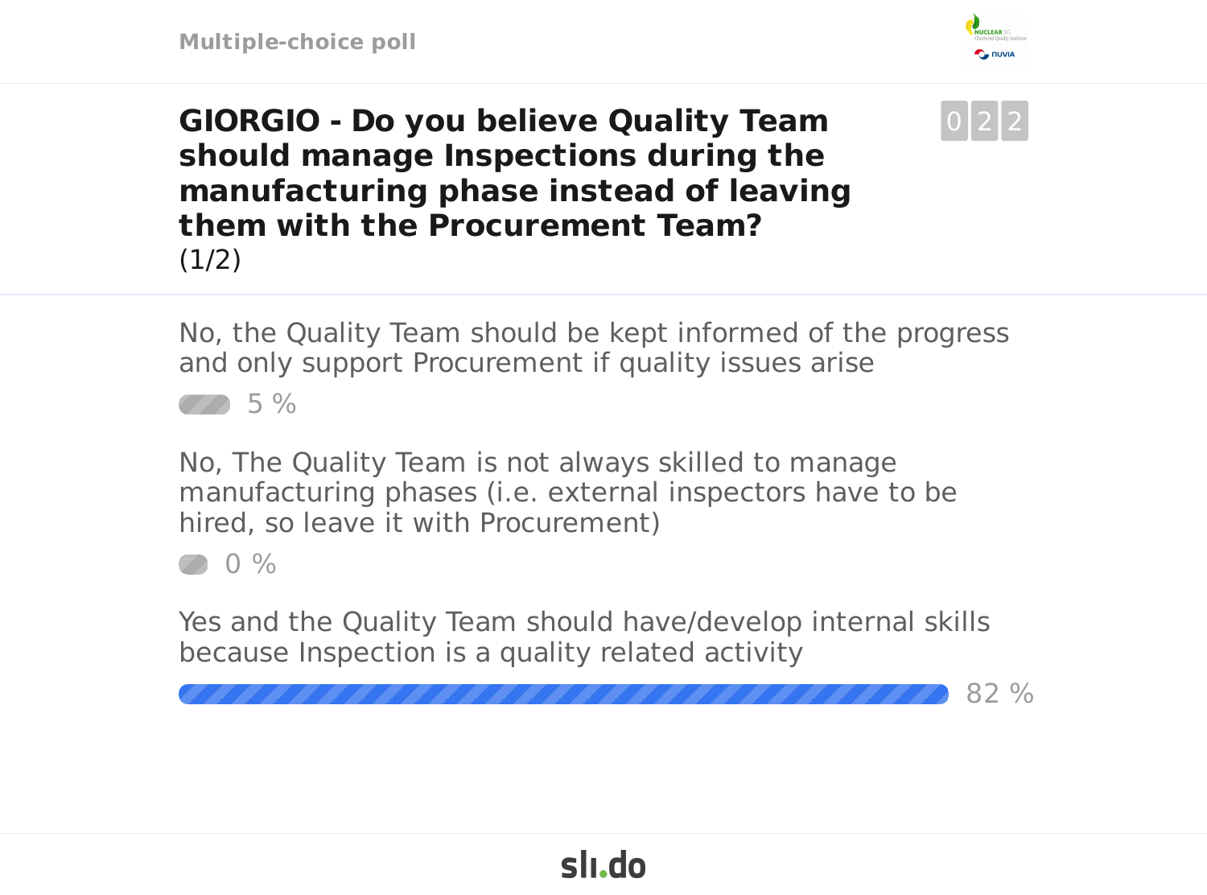Multiple-choice poll

# GIORGIO - Do you believe Quality Team should manage Inspections during the manufacturing phase instead of leaving them with the Procurement Team?

(1/2)

022

No, the Quality Team should be kept informed of the progress and only support Procurement if quality issues arise

5 %

No, The Quality Team is not always skilled to manage manufacturing phases (i.e. external inspectors have to be hired, so leave it with Procurement)

0 %

Yes and the Quality Team should have/develop internal skills because Inspection is a quality related activity

82 %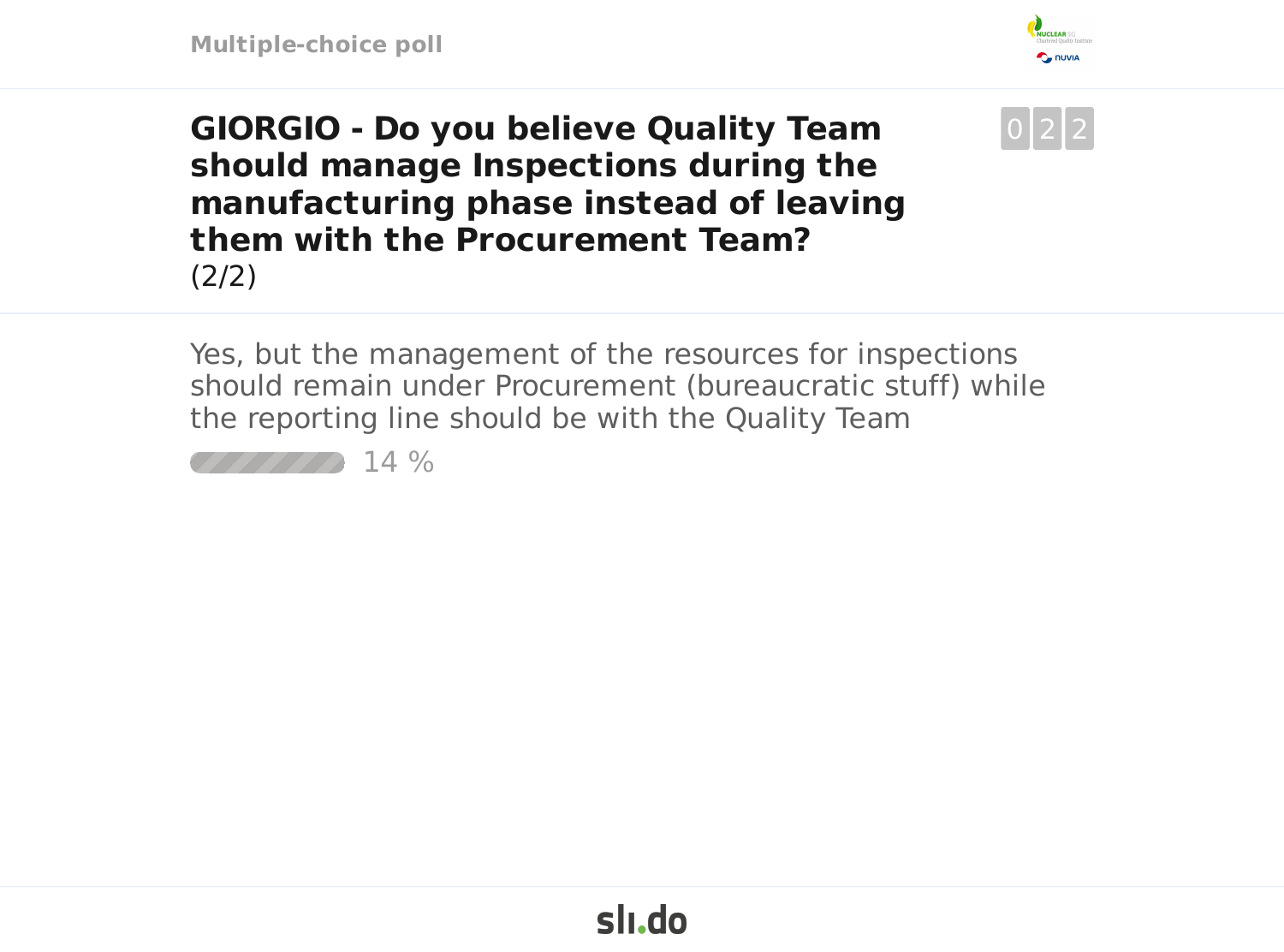Multiple-choice poll

## GIORGIO - Do you believe Quality Team should manage Inspections during the manufacturing phase instead of leaving them with the Procurement Team?

(2/2)

0 2 2

Yes, but the management of the resources for inspections should remain under Procurement (bureaucratic stuff) while the reporting line should be with the Quality Team

14 %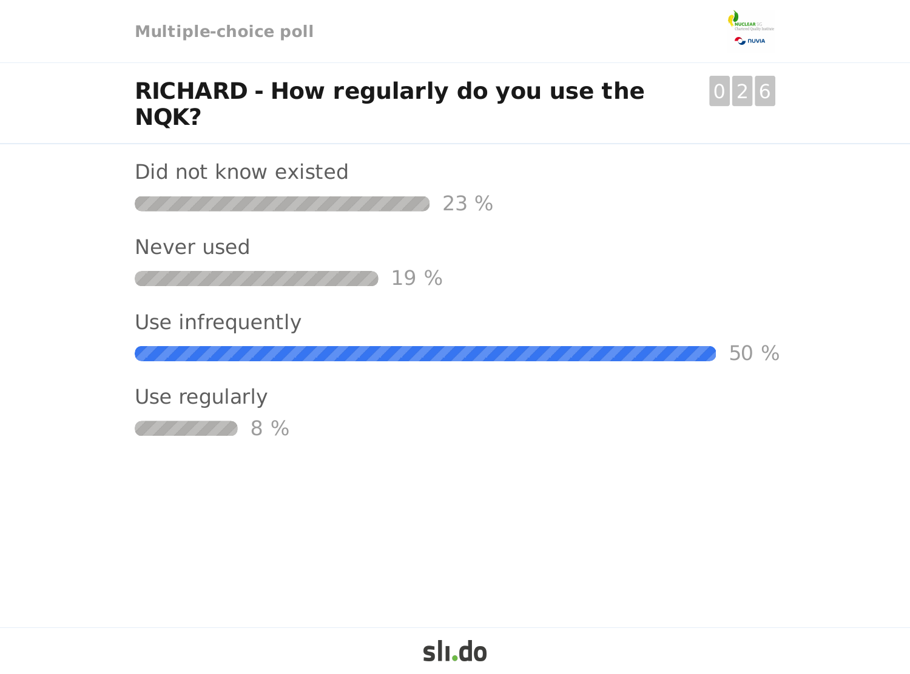Multiple-choice poll

# RICHARD - How regularly do you use the NQK?

026

| Option | Percentage |
| --- | --- |
| Did not know existed | 23 % |
| Never used | 19 % |
| Use infrequently | 50 % |
| Use regularly | 8 % |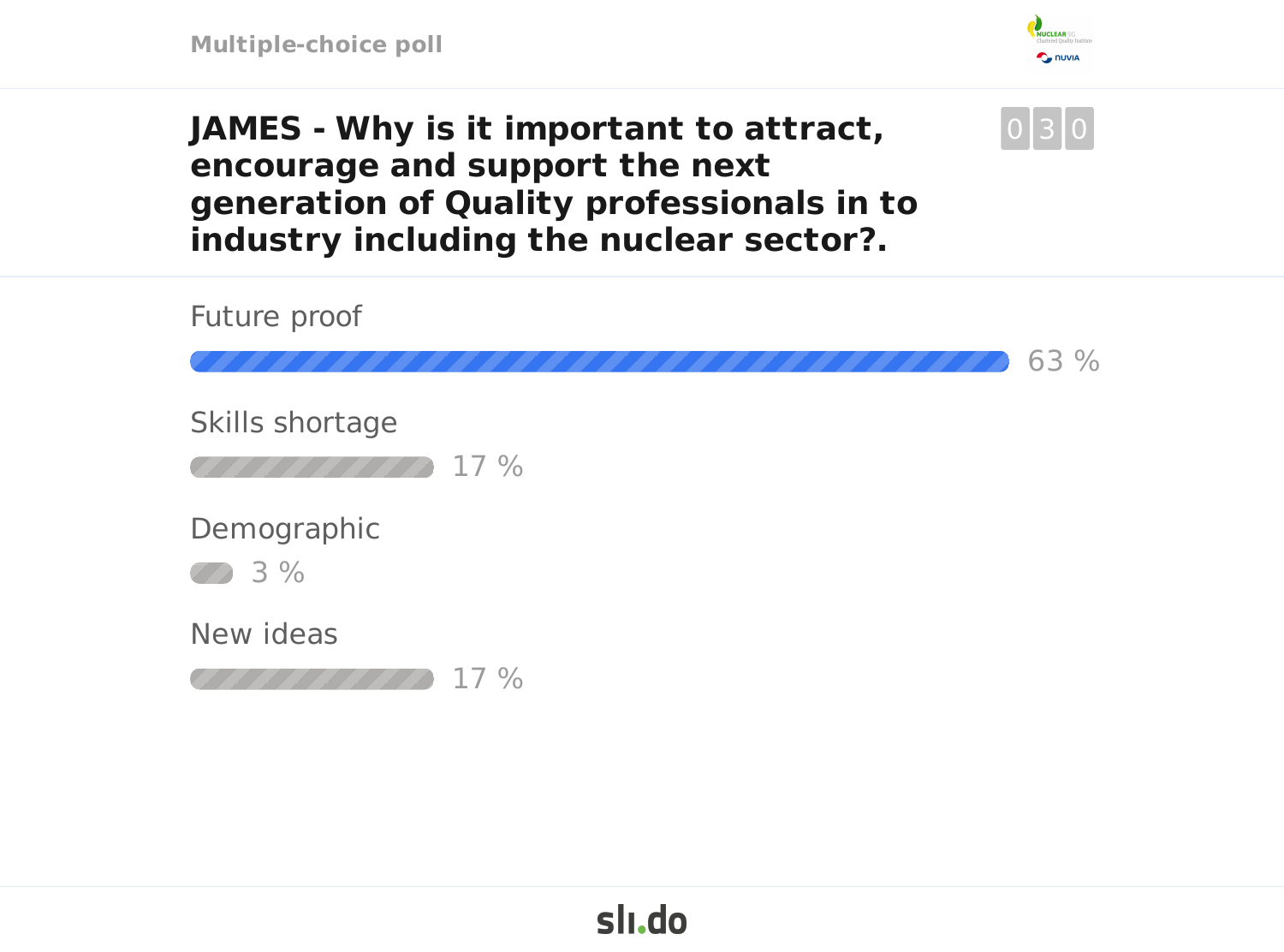Multiple-choice poll

# JAMES - Why is it important to attract, encourage and support the next generation of Quality professionals in to industry including the nuclear sector?.

030

Future proof
63 %

Skills shortage
17 %

Demographic
3 %

New ideas
17 %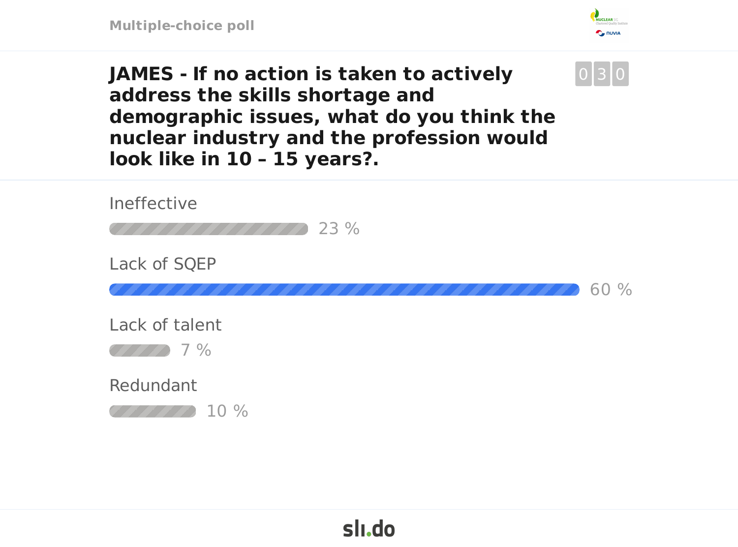Multiple-choice poll

## JAMES - If no action is taken to actively address the skills shortage and demographic issues, what do you think the nuclear industry and the profession would look like in 10 – 15 years?.

030

| Option | Result |
| --- | --- |
| Ineffective | 23 % |
| Lack of SQEP | 60 % |
| Lack of talent | 7 % |
| Redundant | 10 % |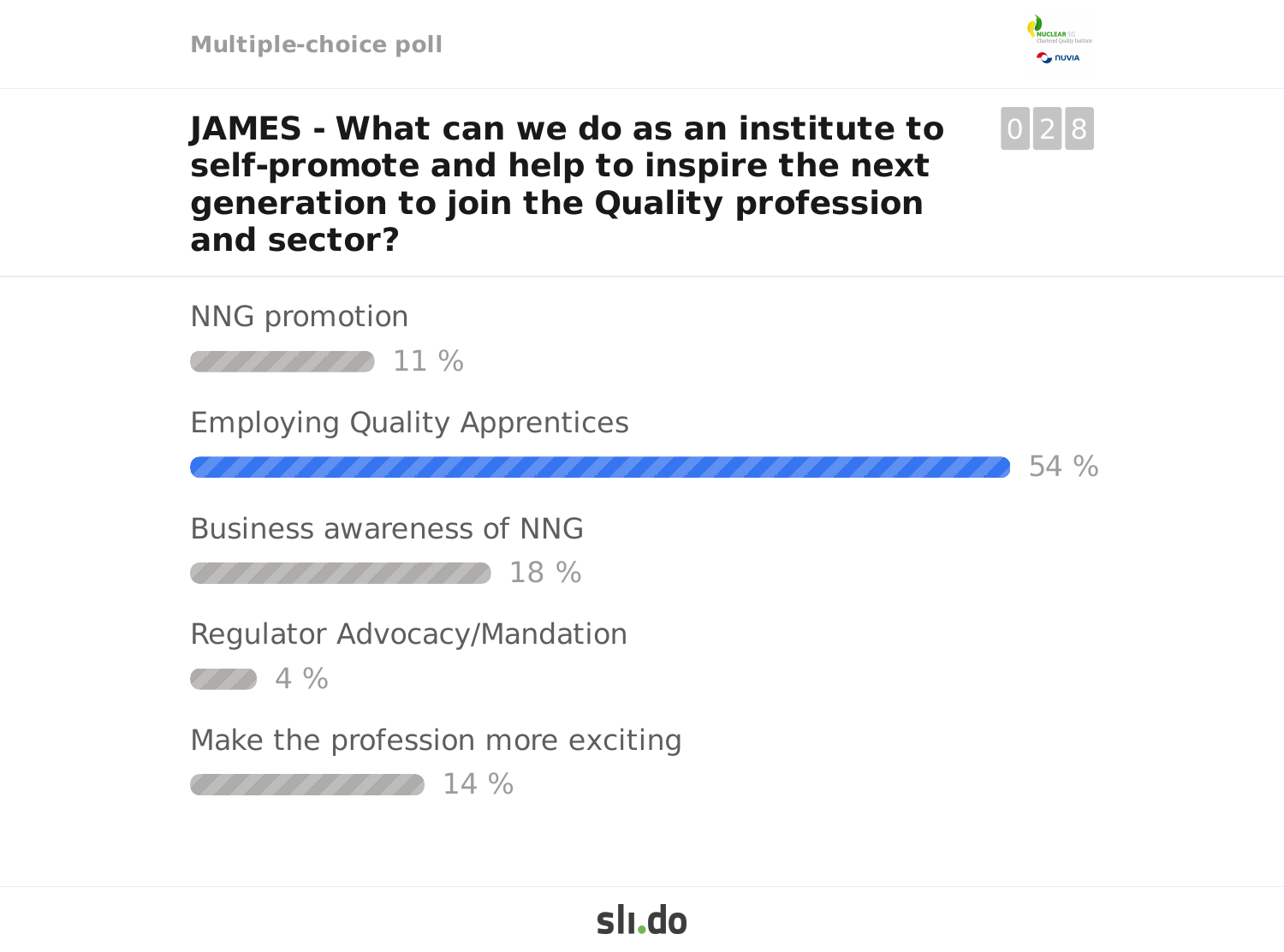Multiple-choice poll

## JAMES - What can we do as an institute to self-promote and help to inspire the next generation to join the Quality profession and sector?

028

NNG promotion
11 %

Employing Quality Apprentices
54 %

Business awareness of NNG
18 %

Regulator Advocacy/Mandation
4 %

Make the profession more exciting
14 %

sli.do